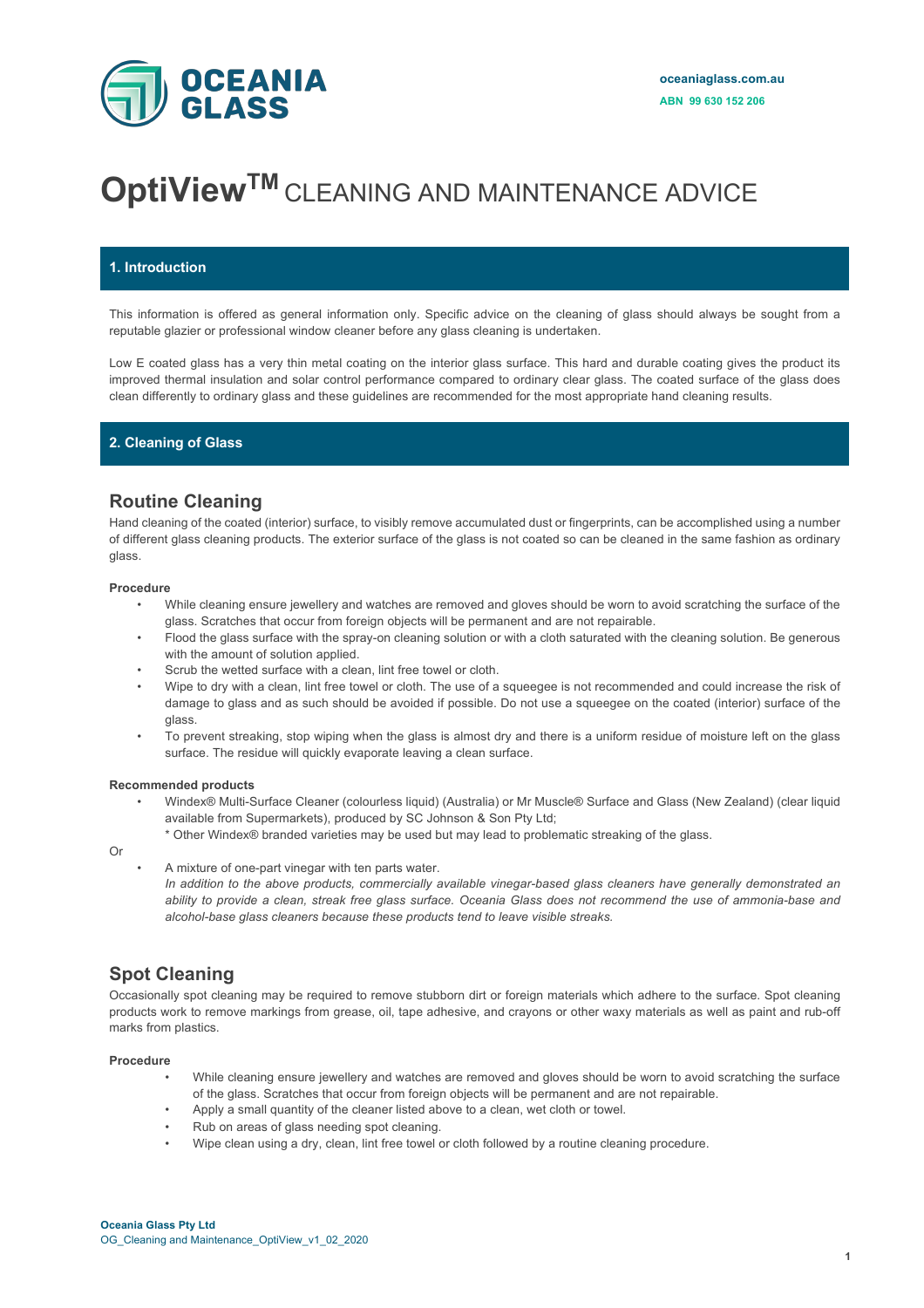oceaniaglass.com.au

ABN 99 630 152 206

# OptiView™ CLEANING AND MAINTENANCE ADVICE

## 1. Introduction

This information is offered as general information only. Specific advice on the cleaning of glass should always be sought from a reputable glazier or professional window cleaner before any glass cleaning is undertaken.

Low E coated glass has a very thin metal coating on the interior glass surface. This hard and durable coating gives the product its improved thermal insulation and solar control performance compared to ordinary clear glass. The coated surface of the glass does clean differently to ordinary glass and these guidelines are recommended for the most appropriate hand cleaning results.

## 2. Cleaning of Glass

### Routine Cleaning

Hand cleaning of the coated (interior) surface, to visibly remove accumulated dust or fingerprints, can be accomplished using a number of different glass cleaning products. The exterior surface of the glass is not coated so can be cleaned in the same fashion as ordinary glass.

**Procedure**

- While cleaning ensure jewellery and watches are removed and gloves should be worn to avoid scratching the surface of the glass. Scratches that occur from foreign objects will be permanent and are not repairable.
- Flood the glass surface with the spray-on cleaning solution or with a cloth saturated with the cleaning solution. Be generous with the amount of solution applied.
- Scrub the wetted surface with a clean, lint free towel or cloth.
- Wipe to dry with a clean, lint free towel or cloth. The use of a squeegee is not recommended and could increase the risk of damage to glass and as such should be avoided if possible. Do not use a squeegee on the coated (interior) surface of the glass.
- To prevent streaking, stop wiping when the glass is almost dry and there is a uniform residue of moisture left on the glass surface. The residue will quickly evaporate leaving a clean surface.

**Recommended products**

- Windex® Multi-Surface Cleaner (colourless liquid) (Australia) or Mr Muscle® Surface and Glass (New Zealand) (clear liquid available from Supermarkets), produced by SC Johnson & Son Pty Ltd;
  * Other Windex® branded varieties may be used but may lead to problematic streaking of the glass.

Or

- A mixture of one-part vinegar with ten parts water.
  *In addition to the above products, commercially available vinegar-based glass cleaners have generally demonstrated an ability to provide a clean, streak free glass surface. Oceania Glass does not recommend the use of ammonia-base and alcohol-base glass cleaners because these products tend to leave visible streaks.*

### Spot Cleaning

Occasionally spot cleaning may be required to remove stubborn dirt or foreign materials which adhere to the surface. Spot cleaning products work to remove markings from grease, oil, tape adhesive, and crayons or other waxy materials as well as paint and rub-off marks from plastics.

**Procedure**

- While cleaning ensure jewellery and watches are removed and gloves should be worn to avoid scratching the surface of the glass. Scratches that occur from foreign objects will be permanent and are not repairable.
- Apply a small quantity of the cleaner listed above to a clean, wet cloth or towel.
- Rub on areas of glass needing spot cleaning.
- Wipe clean using a dry, clean, lint free towel or cloth followed by a routine cleaning procedure.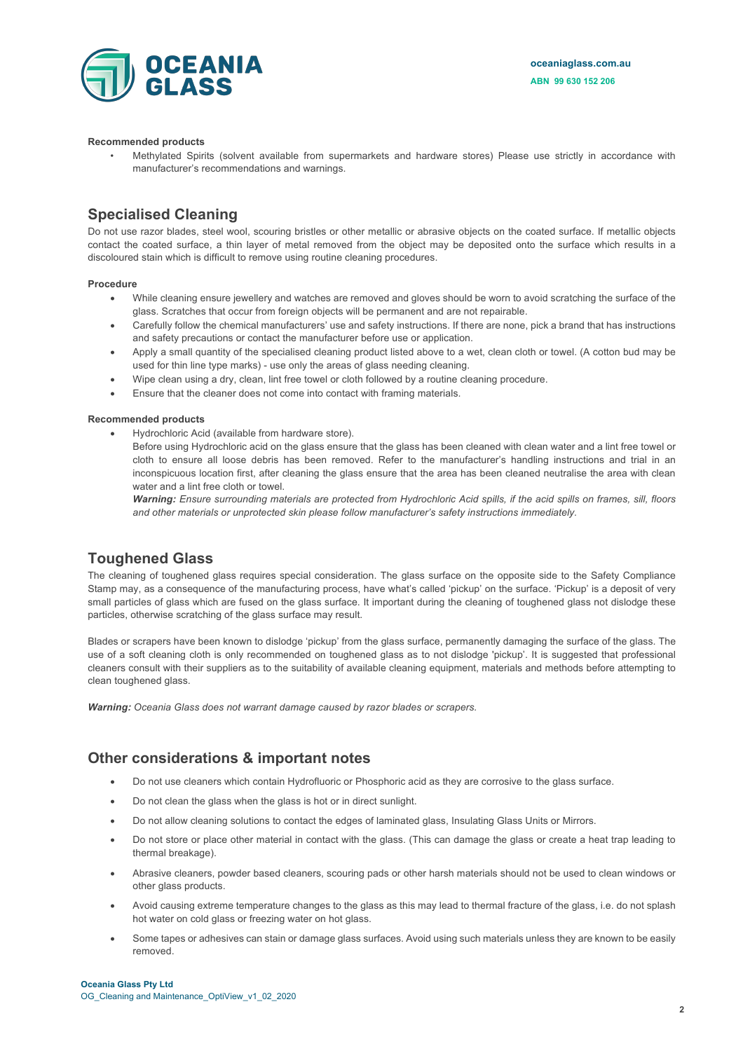**Recommended products**

- Methylated Spirits (solvent available from supermarkets and hardware stores) Please use strictly in accordance with manufacturer's recommendations and warnings.

## Specialised Cleaning

Do not use razor blades, steel wool, scouring bristles or other metallic or abrasive objects on the coated surface. If metallic objects contact the coated surface, a thin layer of metal removed from the object may be deposited onto the surface which results in a discoloured stain which is difficult to remove using routine cleaning procedures.

**Procedure**

- While cleaning ensure jewellery and watches are removed and gloves should be worn to avoid scratching the surface of the glass. Scratches that occur from foreign objects will be permanent and are not repairable.
- Carefully follow the chemical manufacturers' use and safety instructions. If there are none, pick a brand that has instructions and safety precautions or contact the manufacturer before use or application.
- Apply a small quantity of the specialised cleaning product listed above to a wet, clean cloth or towel. (A cotton bud may be used for thin line type marks) - use only the areas of glass needing cleaning.
- Wipe clean using a dry, clean, lint free towel or cloth followed by a routine cleaning procedure.
- Ensure that the cleaner does not come into contact with framing materials.

**Recommended products**

- Hydrochloric Acid (available from hardware store).
  Before using Hydrochloric acid on the glass ensure that the glass has been cleaned with clean water and a lint free towel or cloth to ensure all loose debris has been removed. Refer to the manufacturer's handling instructions and trial in an inconspicuous location first, after cleaning the glass ensure that the area has been cleaned neutralise the area with clean water and a lint free cloth or towel.
  ***Warning:*** *Ensure surrounding materials are protected from Hydrochloric Acid spills, if the acid spills on frames, sill, floors and other materials or unprotected skin please follow manufacturer's safety instructions immediately.*

## Toughened Glass

The cleaning of toughened glass requires special consideration. The glass surface on the opposite side to the Safety Compliance Stamp may, as a consequence of the manufacturing process, have what's called 'pickup' on the surface. 'Pickup' is a deposit of very small particles of glass which are fused on the glass surface. It important during the cleaning of toughened glass not dislodge these particles, otherwise scratching of the glass surface may result.

Blades or scrapers have been known to dislodge 'pickup' from the glass surface, permanently damaging the surface of the glass. The use of a soft cleaning cloth is only recommended on toughened glass as to not dislodge 'pickup'. It is suggested that professional cleaners consult with their suppliers as to the suitability of available cleaning equipment, materials and methods before attempting to clean toughened glass.

***Warning:*** *Oceania Glass does not warrant damage caused by razor blades or scrapers.*

## Other considerations & important notes

- Do not use cleaners which contain Hydrofluoric or Phosphoric acid as they are corrosive to the glass surface.
- Do not clean the glass when the glass is hot or in direct sunlight.
- Do not allow cleaning solutions to contact the edges of laminated glass, Insulating Glass Units or Mirrors.
- Do not store or place other material in contact with the glass. (This can damage the glass or create a heat trap leading to thermal breakage).
- Abrasive cleaners, powder based cleaners, scouring pads or other harsh materials should not be used to clean windows or other glass products.
- Avoid causing extreme temperature changes to the glass as this may lead to thermal fracture of the glass, i.e. do not splash hot water on cold glass or freezing water on hot glass.
- Some tapes or adhesives can stain or damage glass surfaces. Avoid using such materials unless they are known to be easily removed.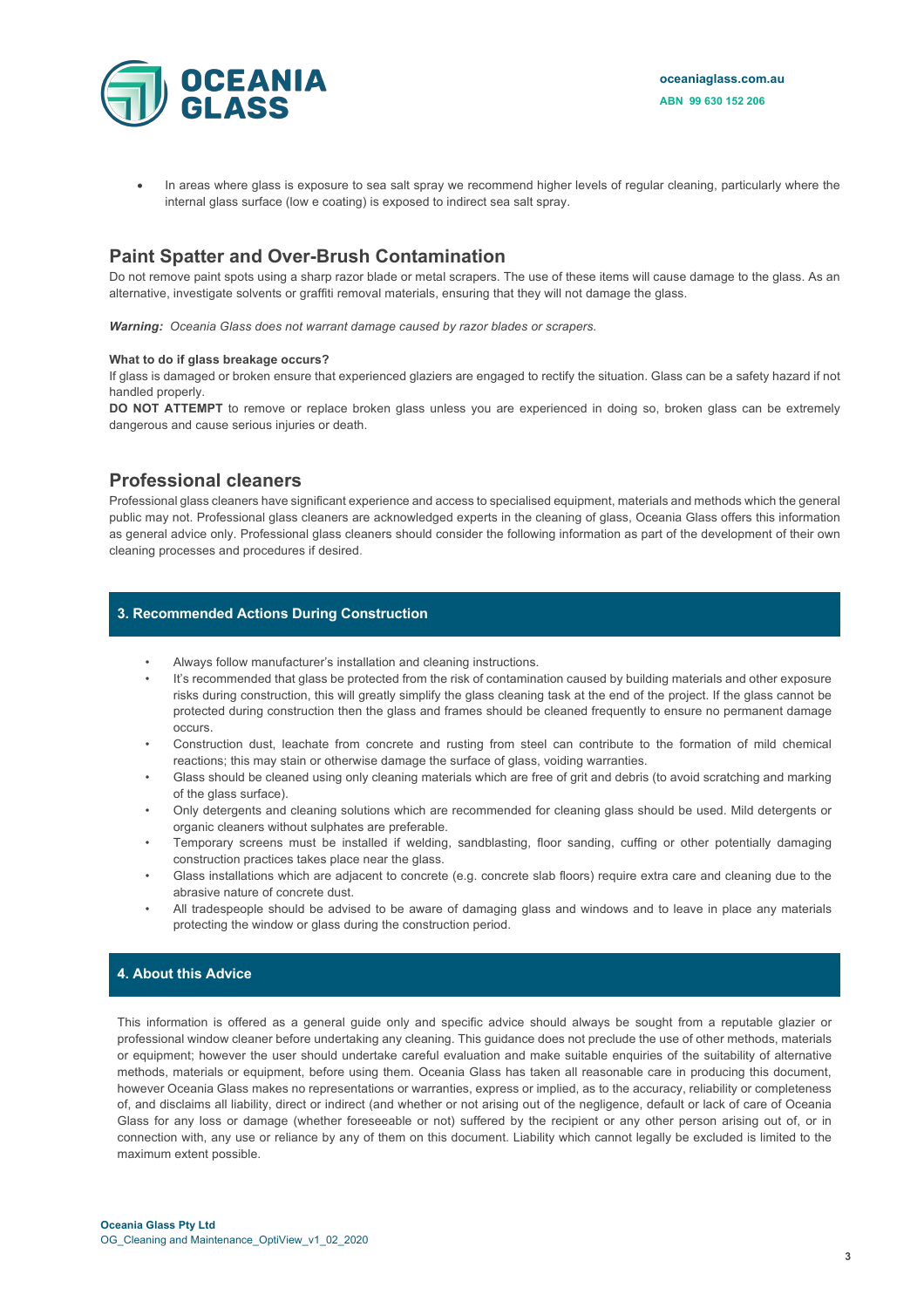- In areas where glass is exposure to sea salt spray we recommend higher levels of regular cleaning, particularly where the internal glass surface (low e coating) is exposed to indirect sea salt spray.

## Paint Spatter and Over-Brush Contamination

Do not remove paint spots using a sharp razor blade or metal scrapers. The use of these items will cause damage to the glass. As an alternative, investigate solvents or graffiti removal materials, ensuring that they will not damage the glass.

***Warning:*** *Oceania Glass does not warrant damage caused by razor blades or scrapers.*

**What to do if glass breakage occurs?**

If glass is damaged or broken ensure that experienced glaziers are engaged to rectify the situation. Glass can be a safety hazard if not handled properly.

**DO NOT ATTEMPT** to remove or replace broken glass unless you are experienced in doing so, broken glass can be extremely dangerous and cause serious injuries or death.

## Professional cleaners

Professional glass cleaners have significant experience and access to specialised equipment, materials and methods which the general public may not. Professional glass cleaners are acknowledged experts in the cleaning of glass, Oceania Glass offers this information as general advice only. Professional glass cleaners should consider the following information as part of the development of their own cleaning processes and procedures if desired.

## 3. Recommended Actions During Construction

- Always follow manufacturer's installation and cleaning instructions.
- It's recommended that glass be protected from the risk of contamination caused by building materials and other exposure risks during construction, this will greatly simplify the glass cleaning task at the end of the project. If the glass cannot be protected during construction then the glass and frames should be cleaned frequently to ensure no permanent damage occurs.
- Construction dust, leachate from concrete and rusting from steel can contribute to the formation of mild chemical reactions; this may stain or otherwise damage the surface of glass, voiding warranties.
- Glass should be cleaned using only cleaning materials which are free of grit and debris (to avoid scratching and marking of the glass surface).
- Only detergents and cleaning solutions which are recommended for cleaning glass should be used. Mild detergents or organic cleaners without sulphates are preferable.
- Temporary screens must be installed if welding, sandblasting, floor sanding, cuffing or other potentially damaging construction practices takes place near the glass.
- Glass installations which are adjacent to concrete (e.g. concrete slab floors) require extra care and cleaning due to the abrasive nature of concrete dust.
- All tradespeople should be advised to be aware of damaging glass and windows and to leave in place any materials protecting the window or glass during the construction period.

## 4. About this Advice

This information is offered as a general guide only and specific advice should always be sought from a reputable glazier or professional window cleaner before undertaking any cleaning. This guidance does not preclude the use of other methods, materials or equipment; however the user should undertake careful evaluation and make suitable enquiries of the suitability of alternative methods, materials or equipment, before using them. Oceania Glass has taken all reasonable care in producing this document, however Oceania Glass makes no representations or warranties, express or implied, as to the accuracy, reliability or completeness of, and disclaims all liability, direct or indirect (and whether or not arising out of the negligence, default or lack of care of Oceania Glass for any loss or damage (whether foreseeable or not) suffered by the recipient or any other person arising out of, or in connection with, any use or reliance by any of them on this document. Liability which cannot legally be excluded is limited to the maximum extent possible.